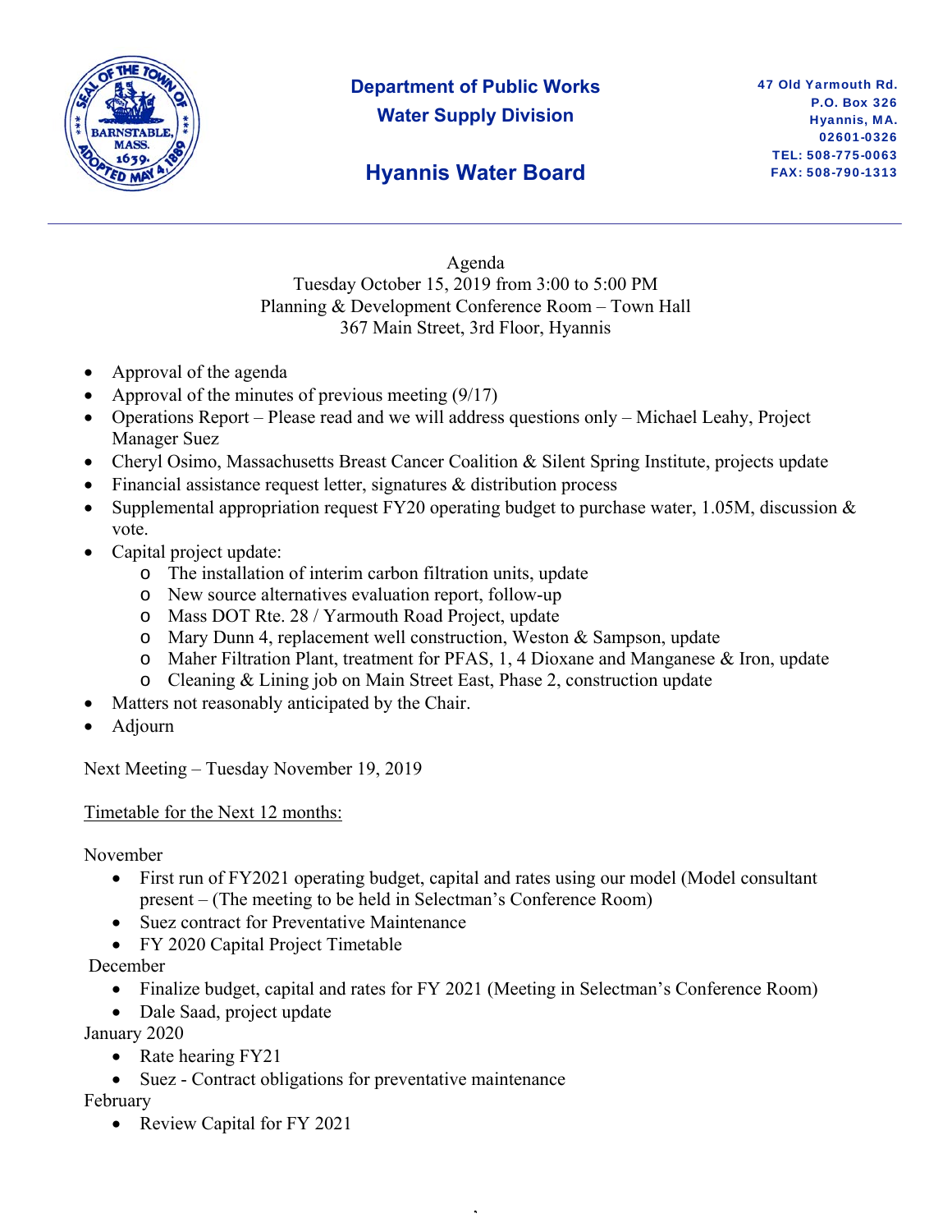# Department of Public Works
## Water Supply Division

## Hyannis Water Board

47 Old Yarmouth Rd.
P.O. Box 326
Hyannis, MA.
02601-0326
TEL: 508-775-0063
FAX: 508-790-1313

---

Agenda
Tuesday October 15, 2019 from 3:00 to 5:00 PM
Planning & Development Conference Room – Town Hall
367 Main Street, 3rd Floor, Hyannis

- Approval of the agenda
- Approval of the minutes of previous meeting (9/17)
- Operations Report – Please read and we will address questions only – Michael Leahy, Project Manager Suez
- Cheryl Osimo, Massachusetts Breast Cancer Coalition & Silent Spring Institute, projects update
- Financial assistance request letter, signatures & distribution process
- Supplemental appropriation request FY20 operating budget to purchase water, 1.05M, discussion & vote.
- Capital project update:
    - The installation of interim carbon filtration units, update
    - New source alternatives evaluation report, follow-up
    - Mass DOT Rte. 28 / Yarmouth Road Project, update
    - Mary Dunn 4, replacement well construction, Weston & Sampson, update
    - Maher Filtration Plant, treatment for PFAS, 1, 4 Dioxane and Manganese & Iron, update
    - Cleaning & Lining job on Main Street East, Phase 2, construction update
- Matters not reasonably anticipated by the Chair.
- Adjourn

Next Meeting – Tuesday November 19, 2019

Timetable for the Next 12 months:

November
- First run of FY2021 operating budget, capital and rates using our model (Model consultant present – (The meeting to be held in Selectman's Conference Room)
- Suez contract for Preventative Maintenance
- FY 2020 Capital Project Timetable

December
- Finalize budget, capital and rates for FY 2021 (Meeting in Selectman's Conference Room)
- Dale Saad, project update

January 2020
- Rate hearing FY21
- Suez - Contract obligations for preventative maintenance

February
- Review Capital for FY 2021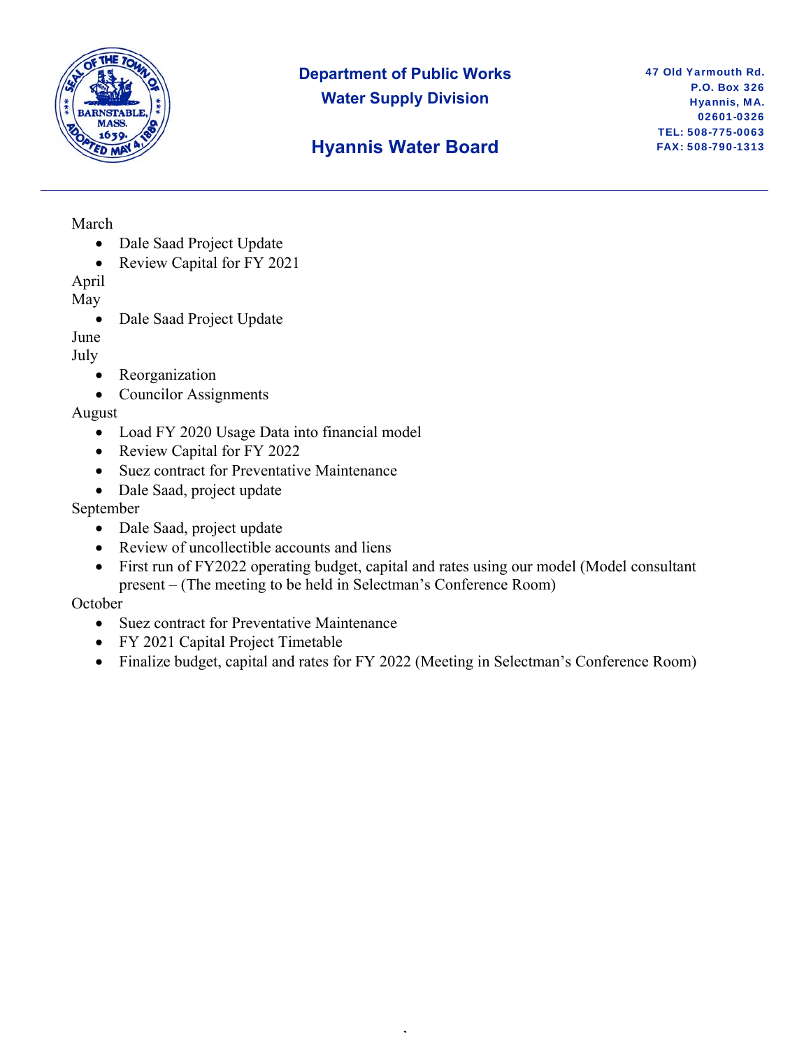**Department of Public Works**
**Water Supply Division**

**Hyannis Water Board**

47 Old Yarmouth Rd.
P.O. Box 326
Hyannis, MA.
02601-0326
TEL: 508-775-0063
FAX: 508-790-1313

March
- Dale Saad Project Update
- Review Capital for FY 2021

April

May
- Dale Saad Project Update

June

July
- Reorganization
- Councilor Assignments

August
- Load FY 2020 Usage Data into financial model
- Review Capital for FY 2022
- Suez contract for Preventative Maintenance
- Dale Saad, project update

September
- Dale Saad, project update
- Review of uncollectible accounts and liens
- First run of FY2022 operating budget, capital and rates using our model (Model consultant present – (The meeting to be held in Selectman's Conference Room)

October
- Suez contract for Preventative Maintenance
- FY 2021 Capital Project Timetable
- Finalize budget, capital and rates for FY 2022 (Meeting in Selectman's Conference Room)